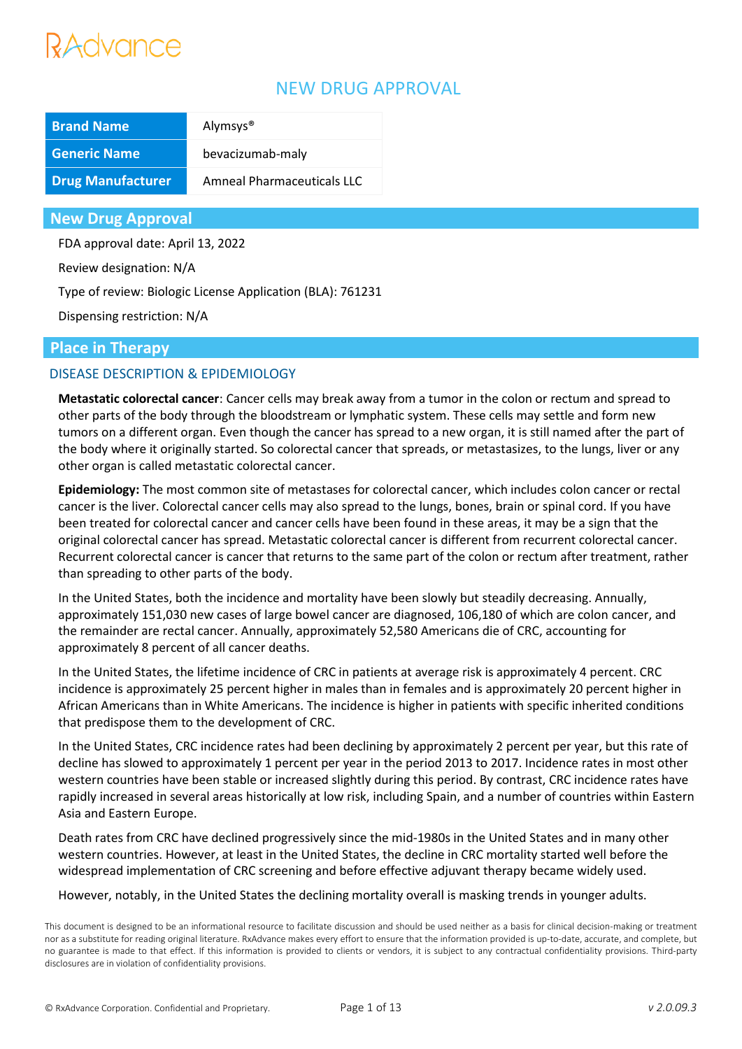# NEW DRUG APPROVAL

| Brand Name | Alymsys® |
|---|---|
| Generic Name | bevacizumab-maly |
| Drug Manufacturer | Amneal Pharmaceuticals LLC |

## New Drug Approval

FDA approval date: April 13, 2022

Review designation: N/A

Type of review: Biologic License Application (BLA): 761231

Dispensing restriction: N/A

## Place in Therapy

### DISEASE DESCRIPTION & EPIDEMIOLOGY

**Metastatic colorectal cancer**: Cancer cells may break away from a tumor in the colon or rectum and spread to other parts of the body through the bloodstream or lymphatic system. These cells may settle and form new tumors on a different organ. Even though the cancer has spread to a new organ, it is still named after the part of the body where it originally started. So colorectal cancer that spreads, or metastasizes, to the lungs, liver or any other organ is called metastatic colorectal cancer.

**Epidemiology:** The most common site of metastases for colorectal cancer, which includes colon cancer or rectal cancer is the liver. Colorectal cancer cells may also spread to the lungs, bones, brain or spinal cord. If you have been treated for colorectal cancer and cancer cells have been found in these areas, it may be a sign that the original colorectal cancer has spread. Metastatic colorectal cancer is different from recurrent colorectal cancer. Recurrent colorectal cancer is cancer that returns to the same part of the colon or rectum after treatment, rather than spreading to other parts of the body.

In the United States, both the incidence and mortality have been slowly but steadily decreasing. Annually, approximately 151,030 new cases of large bowel cancer are diagnosed, 106,180 of which are colon cancer, and the remainder are rectal cancer. Annually, approximately 52,580 Americans die of CRC, accounting for approximately 8 percent of all cancer deaths.

In the United States, the lifetime incidence of CRC in patients at average risk is approximately 4 percent. CRC incidence is approximately 25 percent higher in males than in females and is approximately 20 percent higher in African Americans than in White Americans. The incidence is higher in patients with specific inherited conditions that predispose them to the development of CRC.

In the United States, CRC incidence rates had been declining by approximately 2 percent per year, but this rate of decline has slowed to approximately 1 percent per year in the period 2013 to 2017. Incidence rates in most other western countries have been stable or increased slightly during this period. By contrast, CRC incidence rates have rapidly increased in several areas historically at low risk, including Spain, and a number of countries within Eastern Asia and Eastern Europe.

Death rates from CRC have declined progressively since the mid-1980s in the United States and in many other western countries. However, at least in the United States, the decline in CRC mortality started well before the widespread implementation of CRC screening and before effective adjuvant therapy became widely used.

However, notably, in the United States the declining mortality overall is masking trends in younger adults.

This document is designed to be an informational resource to facilitate discussion and should be used neither as a basis for clinical decision-making or treatment nor as a substitute for reading original literature. RxAdvance makes every effort to ensure that the information provided is up-to-date, accurate, and complete, but no guarantee is made to that effect. If this information is provided to clients or vendors, it is subject to any contractual confidentiality provisions. Third-party disclosures are in violation of confidentiality provisions.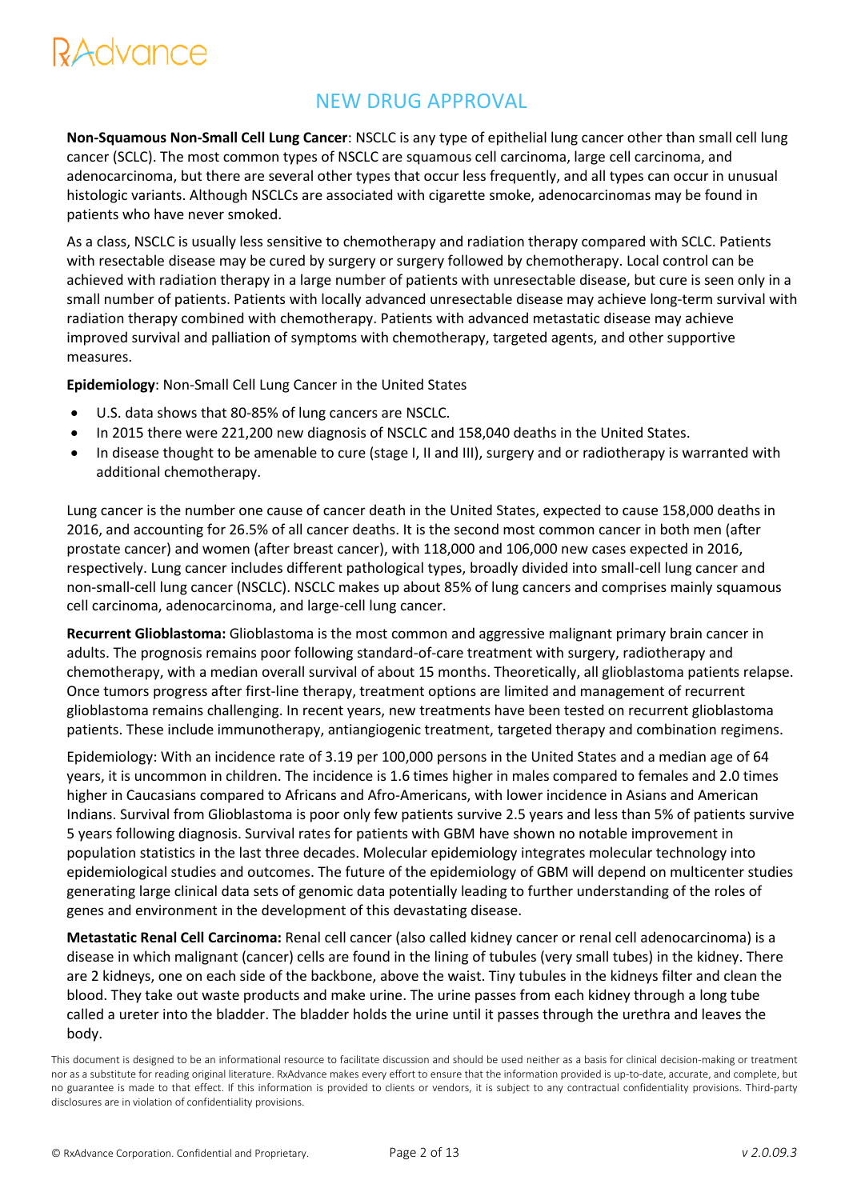## NEW DRUG APPROVAL

**Non-Squamous Non-Small Cell Lung Cancer**: NSCLC is any type of epithelial lung cancer other than small cell lung cancer (SCLC). The most common types of NSCLC are squamous cell carcinoma, large cell carcinoma, and adenocarcinoma, but there are several other types that occur less frequently, and all types can occur in unusual histologic variants. Although NSCLCs are associated with cigarette smoke, adenocarcinomas may be found in patients who have never smoked.

As a class, NSCLC is usually less sensitive to chemotherapy and radiation therapy compared with SCLC. Patients with resectable disease may be cured by surgery or surgery followed by chemotherapy. Local control can be achieved with radiation therapy in a large number of patients with unresectable disease, but cure is seen only in a small number of patients. Patients with locally advanced unresectable disease may achieve long-term survival with radiation therapy combined with chemotherapy. Patients with advanced metastatic disease may achieve improved survival and palliation of symptoms with chemotherapy, targeted agents, and other supportive measures.

**Epidemiology**: Non-Small Cell Lung Cancer in the United States

- U.S. data shows that 80-85% of lung cancers are NSCLC.
- In 2015 there were 221,200 new diagnosis of NSCLC and 158,040 deaths in the United States.
- In disease thought to be amenable to cure (stage I, II and III), surgery and or radiotherapy is warranted with additional chemotherapy.

Lung cancer is the number one cause of cancer death in the United States, expected to cause 158,000 deaths in 2016, and accounting for 26.5% of all cancer deaths. It is the second most common cancer in both men (after prostate cancer) and women (after breast cancer), with 118,000 and 106,000 new cases expected in 2016, respectively. Lung cancer includes different pathological types, broadly divided into small-cell lung cancer and non-small-cell lung cancer (NSCLC). NSCLC makes up about 85% of lung cancers and comprises mainly squamous cell carcinoma, adenocarcinoma, and large-cell lung cancer.

**Recurrent Glioblastoma:** Glioblastoma is the most common and aggressive malignant primary brain cancer in adults. The prognosis remains poor following standard-of-care treatment with surgery, radiotherapy and chemotherapy, with a median overall survival of about 15 months. Theoretically, all glioblastoma patients relapse. Once tumors progress after first-line therapy, treatment options are limited and management of recurrent glioblastoma remains challenging. In recent years, new treatments have been tested on recurrent glioblastoma patients. These include immunotherapy, antiangiogenic treatment, targeted therapy and combination regimens.

Epidemiology: With an incidence rate of 3.19 per 100,000 persons in the United States and a median age of 64 years, it is uncommon in children. The incidence is 1.6 times higher in males compared to females and 2.0 times higher in Caucasians compared to Africans and Afro-Americans, with lower incidence in Asians and American Indians. Survival from Glioblastoma is poor only few patients survive 2.5 years and less than 5% of patients survive 5 years following diagnosis. Survival rates for patients with GBM have shown no notable improvement in population statistics in the last three decades. Molecular epidemiology integrates molecular technology into epidemiological studies and outcomes. The future of the epidemiology of GBM will depend on multicenter studies generating large clinical data sets of genomic data potentially leading to further understanding of the roles of genes and environment in the development of this devastating disease.

**Metastatic Renal Cell Carcinoma:** Renal cell cancer (also called kidney cancer or renal cell adenocarcinoma) is a disease in which malignant (cancer) cells are found in the lining of tubules (very small tubes) in the kidney. There are 2 kidneys, one on each side of the backbone, above the waist. Tiny tubules in the kidneys filter and clean the blood. They take out waste products and make urine. The urine passes from each kidney through a long tube called a ureter into the bladder. The bladder holds the urine until it passes through the urethra and leaves the body.

This document is designed to be an informational resource to facilitate discussion and should be used neither as a basis for clinical decision-making or treatment nor as a substitute for reading original literature. RxAdvance makes every effort to ensure that the information provided is up-to-date, accurate, and complete, but no guarantee is made to that effect. If this information is provided to clients or vendors, it is subject to any contractual confidentiality provisions. Third-party disclosures are in violation of confidentiality provisions.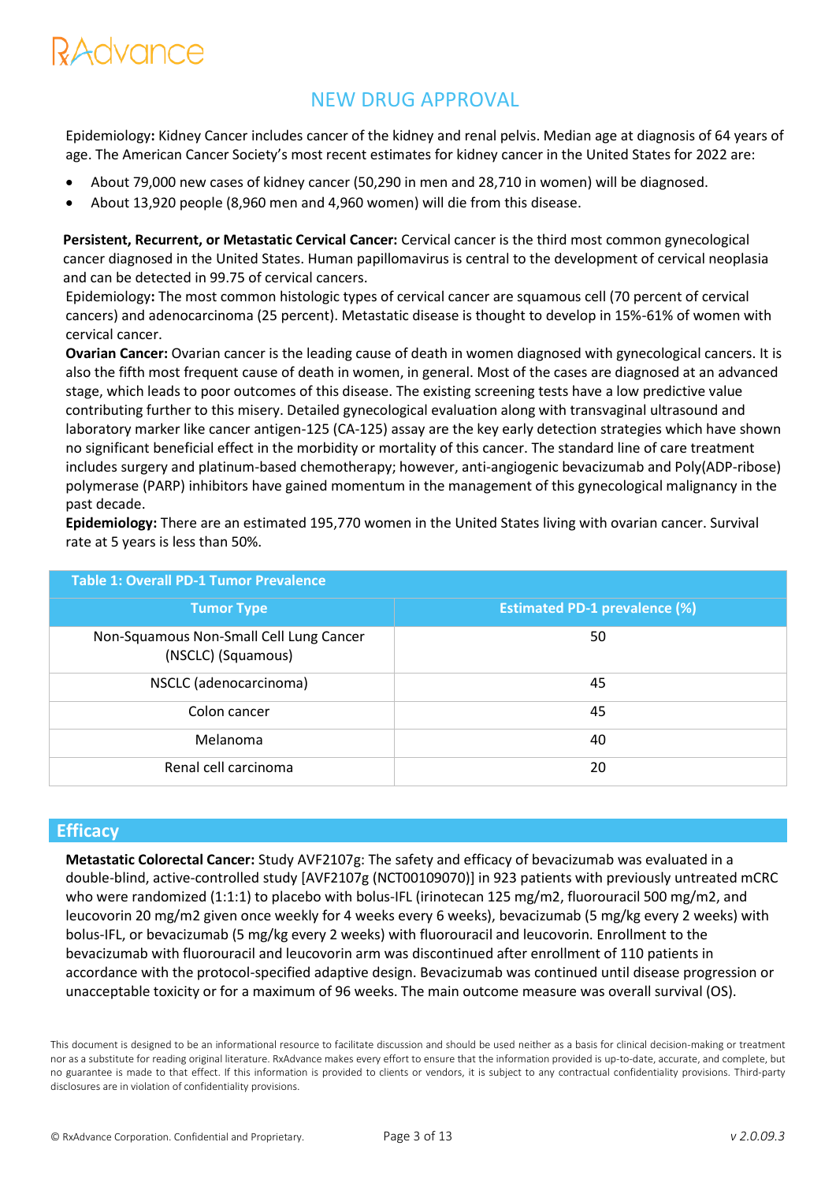## NEW DRUG APPROVAL

Epidemiology**:** Kidney Cancer includes cancer of the kidney and renal pelvis. Median age at diagnosis of 64 years of age. The American Cancer Society's most recent estimates for kidney cancer in the United States for 2022 are:

- About 79,000 new cases of kidney cancer (50,290 in men and 28,710 in women) will be diagnosed.
- About 13,920 people (8,960 men and 4,960 women) will die from this disease.

**Persistent, Recurrent, or Metastatic Cervical Cancer:** Cervical cancer is the third most common gynecological cancer diagnosed in the United States. Human papillomavirus is central to the development of cervical neoplasia and can be detected in 99.75 of cervical cancers.

Epidemiology**:** The most common histologic types of cervical cancer are squamous cell (70 percent of cervical cancers) and adenocarcinoma (25 percent). Metastatic disease is thought to develop in 15%-61% of women with cervical cancer.

**Ovarian Cancer:** Ovarian cancer is the leading cause of death in women diagnosed with gynecological cancers. It is also the fifth most frequent cause of death in women, in general. Most of the cases are diagnosed at an advanced stage, which leads to poor outcomes of this disease. The existing screening tests have a low predictive value contributing further to this misery. Detailed gynecological evaluation along with transvaginal ultrasound and laboratory marker like cancer antigen-125 (CA-125) assay are the key early detection strategies which have shown no significant beneficial effect in the morbidity or mortality of this cancer. The standard line of care treatment includes surgery and platinum-based chemotherapy; however, anti-angiogenic bevacizumab and Poly(ADP-ribose) polymerase (PARP) inhibitors have gained momentum in the management of this gynecological malignancy in the past decade.

**Epidemiology:** There are an estimated 195,770 women in the United States living with ovarian cancer. Survival rate at 5 years is less than 50%.

**Table 1: Overall PD-1 Tumor Prevalence**

| Tumor Type | Estimated PD-1 prevalence (%) |
|---|---|
| Non-Squamous Non-Small Cell Lung Cancer (NSCLC) (Squamous) | 50 |
| NSCLC (adenocarcinoma) | 45 |
| Colon cancer | 45 |
| Melanoma | 40 |
| Renal cell carcinoma | 20 |

## Efficacy

**Metastatic Colorectal Cancer:** Study AVF2107g: The safety and efficacy of bevacizumab was evaluated in a double-blind, active-controlled study [AVF2107g (NCT00109070)] in 923 patients with previously untreated mCRC who were randomized (1:1:1) to placebo with bolus-IFL (irinotecan 125 mg/m2, fluorouracil 500 mg/m2, and leucovorin 20 mg/m2 given once weekly for 4 weeks every 6 weeks), bevacizumab (5 mg/kg every 2 weeks) with bolus-IFL, or bevacizumab (5 mg/kg every 2 weeks) with fluorouracil and leucovorin. Enrollment to the bevacizumab with fluorouracil and leucovorin arm was discontinued after enrollment of 110 patients in accordance with the protocol-specified adaptive design. Bevacizumab was continued until disease progression or unacceptable toxicity or for a maximum of 96 weeks. The main outcome measure was overall survival (OS).

This document is designed to be an informational resource to facilitate discussion and should be used neither as a basis for clinical decision-making or treatment nor as a substitute for reading original literature. RxAdvance makes every effort to ensure that the information provided is up-to-date, accurate, and complete, but no guarantee is made to that effect. If this information is provided to clients or vendors, it is subject to any contractual confidentiality provisions. Third-party disclosures are in violation of confidentiality provisions.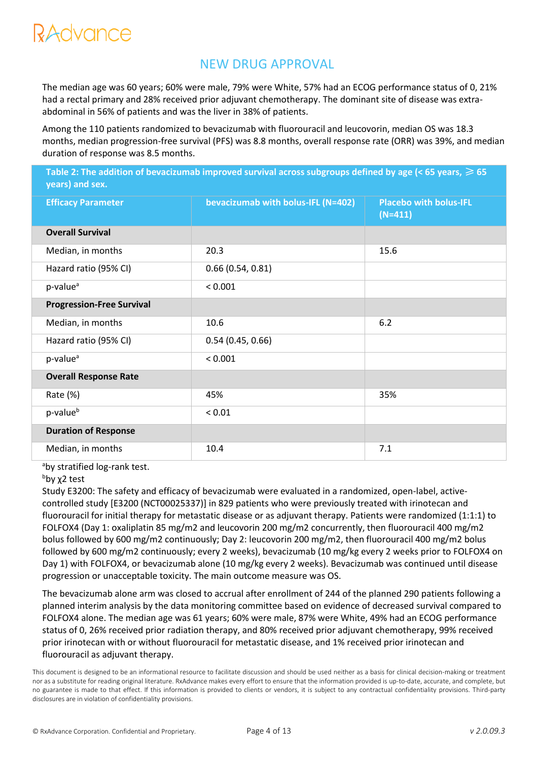## NEW DRUG APPROVAL

The median age was 60 years; 60% were male, 79% were White, 57% had an ECOG performance status of 0, 21% had a rectal primary and 28% received prior adjuvant chemotherapy. The dominant site of disease was extra-abdominal in 56% of patients and was the liver in 38% of patients.

Among the 110 patients randomized to bevacizumab with fluorouracil and leucovorin, median OS was 18.3 months, median progression-free survival (PFS) was 8.8 months, overall response rate (ORR) was 39%, and median duration of response was 8.5 months.

**Table 2: The addition of bevacizumab improved survival across subgroups defined by age (< 65 years, ⩾ 65 years) and sex.**

| Efficacy Parameter | bevacizumab with bolus-IFL (N=402) | Placebo with bolus-IFL (N=411) |
|---|---|---|
| **Overall Survival** | | |
| Median, in months | 20.3 | 15.6 |
| Hazard ratio (95% CI) | 0.66 (0.54, 0.81) | |
| p-value[a] | < 0.001 | |
| **Progression-Free Survival** | | |
| Median, in months | 10.6 | 6.2 |
| Hazard ratio (95% CI) | 0.54 (0.45, 0.66) | |
| p-value[a] | < 0.001 | |
| **Overall Response Rate** | | |
| Rate (%) | 45% | 35% |
| p-value[b] | < 0.01 | |
| **Duration of Response** | | |
| Median, in months | 10.4 | 7.1 |

[a]by stratified log-rank test.

[b]by $\chi^2$ test

Study E3200: The safety and efficacy of bevacizumab were evaluated in a randomized, open-label, active-controlled study [E3200 (NCT00025337)] in 829 patients who were previously treated with irinotecan and fluorouracil for initial therapy for metastatic disease or as adjuvant therapy. Patients were randomized (1:1:1) to FOLFOX4 (Day 1: oxaliplatin 85 mg/m2 and leucovorin 200 mg/m2 concurrently, then fluorouracil 400 mg/m2 bolus followed by 600 mg/m2 continuously; Day 2: leucovorin 200 mg/m2, then fluorouracil 400 mg/m2 bolus followed by 600 mg/m2 continuously; every 2 weeks), bevacizumab (10 mg/kg every 2 weeks prior to FOLFOX4 on Day 1) with FOLFOX4, or bevacizumab alone (10 mg/kg every 2 weeks). Bevacizumab was continued until disease progression or unacceptable toxicity. The main outcome measure was OS.

The bevacizumab alone arm was closed to accrual after enrollment of 244 of the planned 290 patients following a planned interim analysis by the data monitoring committee based on evidence of decreased survival compared to FOLFOX4 alone. The median age was 61 years; 60% were male, 87% were White, 49% had an ECOG performance status of 0, 26% received prior radiation therapy, and 80% received prior adjuvant chemotherapy, 99% received prior irinotecan with or without fluorouracil for metastatic disease, and 1% received prior irinotecan and fluorouracil as adjuvant therapy.

This document is designed to be an informational resource to facilitate discussion and should be used neither as a basis for clinical decision-making or treatment nor as a substitute for reading original literature. RxAdvance makes every effort to ensure that the information provided is up-to-date, accurate, and complete, but no guarantee is made to that effect. If this information is provided to clients or vendors, it is subject to any contractual confidentiality provisions. Third-party disclosures are in violation of confidentiality provisions.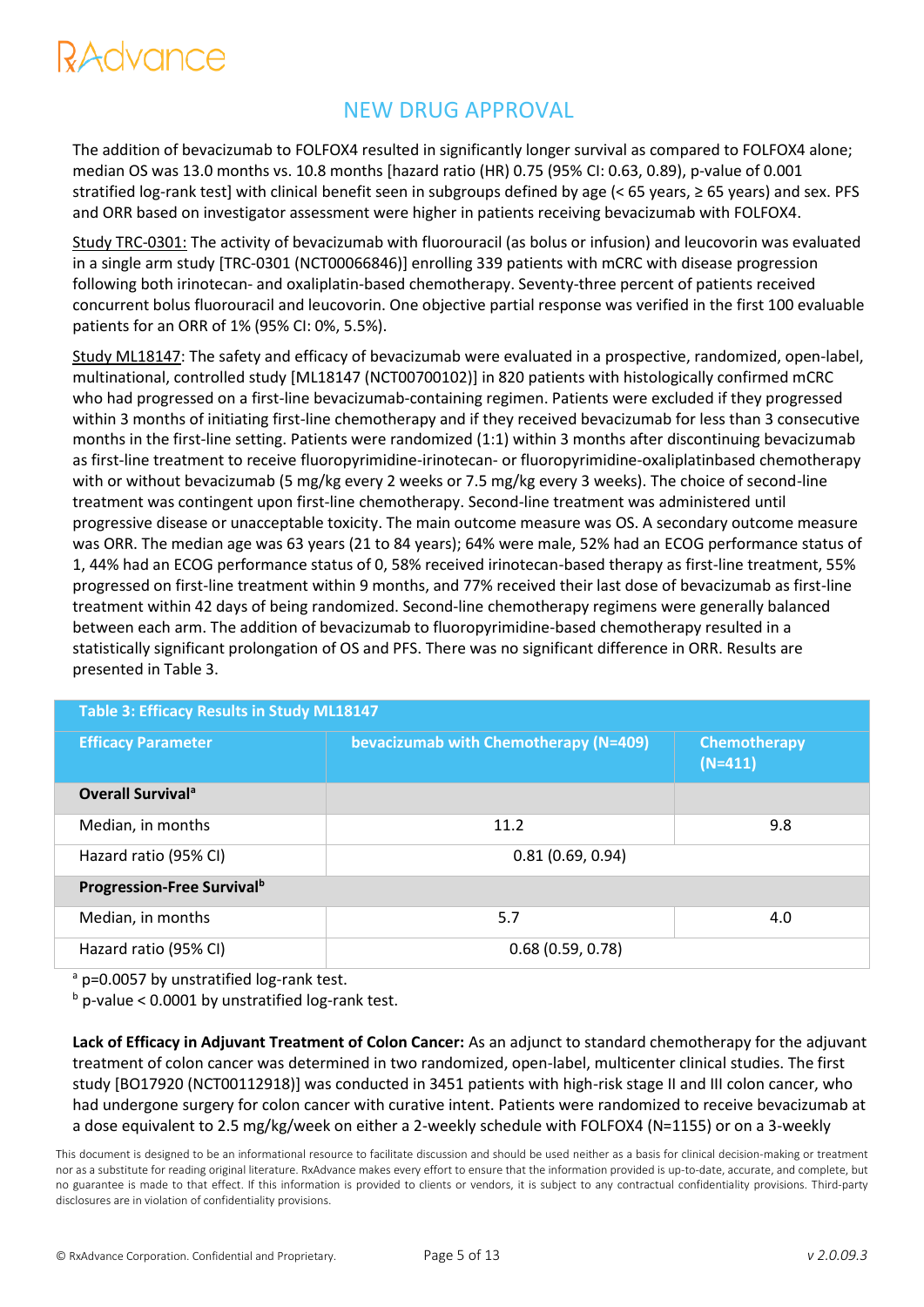## NEW DRUG APPROVAL

The addition of bevacizumab to FOLFOX4 resulted in significantly longer survival as compared to FOLFOX4 alone; median OS was 13.0 months vs. 10.8 months [hazard ratio (HR) 0.75 (95% CI: 0.63, 0.89), p-value of 0.001 stratified log-rank test] with clinical benefit seen in subgroups defined by age (< 65 years, ≥ 65 years) and sex. PFS and ORR based on investigator assessment were higher in patients receiving bevacizumab with FOLFOX4.

Study TRC-0301: The activity of bevacizumab with fluorouracil (as bolus or infusion) and leucovorin was evaluated in a single arm study [TRC-0301 (NCT00066846)] enrolling 339 patients with mCRC with disease progression following both irinotecan- and oxaliplatin-based chemotherapy. Seventy-three percent of patients received concurrent bolus fluorouracil and leucovorin. One objective partial response was verified in the first 100 evaluable patients for an ORR of 1% (95% CI: 0%, 5.5%).

Study ML18147: The safety and efficacy of bevacizumab were evaluated in a prospective, randomized, open-label, multinational, controlled study [ML18147 (NCT00700102)] in 820 patients with histologically confirmed mCRC who had progressed on a first-line bevacizumab-containing regimen. Patients were excluded if they progressed within 3 months of initiating first-line chemotherapy and if they received bevacizumab for less than 3 consecutive months in the first-line setting. Patients were randomized (1:1) within 3 months after discontinuing bevacizumab as first-line treatment to receive fluoropyrimidine-irinotecan- or fluoropyrimidine-oxaliplatinbased chemotherapy with or without bevacizumab (5 mg/kg every 2 weeks or 7.5 mg/kg every 3 weeks). The choice of second-line treatment was contingent upon first-line chemotherapy. Second-line treatment was administered until progressive disease or unacceptable toxicity. The main outcome measure was OS. A secondary outcome measure was ORR. The median age was 63 years (21 to 84 years); 64% were male, 52% had an ECOG performance status of 1, 44% had an ECOG performance status of 0, 58% received irinotecan-based therapy as first-line treatment, 55% progressed on first-line treatment within 9 months, and 77% received their last dose of bevacizumab as first-line treatment within 42 days of being randomized. Second-line chemotherapy regimens were generally balanced between each arm. The addition of bevacizumab to fluoropyrimidine-based chemotherapy resulted in a statistically significant prolongation of OS and PFS. There was no significant difference in ORR. Results are presented in Table 3.

**Table 3: Efficacy Results in Study ML18147**

| Efficacy Parameter | bevacizumab with Chemotherapy (N=409) | Chemotherapy (N=411) |
|---|---|---|
| **Overall Survival[a]** | | |
| Median, in months | 11.2 | 9.8 |
| Hazard ratio (95% CI) | 0.81 (0.69, 0.94) | |
| **Progression-Free Survival[b]** | | |
| Median, in months | 5.7 | 4.0 |
| Hazard ratio (95% CI) | 0.68 (0.59, 0.78) | |

[a] p=0.0057 by unstratified log-rank test.
[b] p-value < 0.0001 by unstratified log-rank test.

**Lack of Efficacy in Adjuvant Treatment of Colon Cancer:** As an adjunct to standard chemotherapy for the adjuvant treatment of colon cancer was determined in two randomized, open-label, multicenter clinical studies. The first study [BO17920 (NCT00112918)] was conducted in 3451 patients with high-risk stage II and III colon cancer, who had undergone surgery for colon cancer with curative intent. Patients were randomized to receive bevacizumab at a dose equivalent to 2.5 mg/kg/week on either a 2-weekly schedule with FOLFOX4 (N=1155) or on a 3-weekly

This document is designed to be an informational resource to facilitate discussion and should be used neither as a basis for clinical decision-making or treatment nor as a substitute for reading original literature. RxAdvance makes every effort to ensure that the information provided is up-to-date, accurate, and complete, but no guarantee is made to that effect. If this information is provided to clients or vendors, it is subject to any contractual confidentiality provisions. Third-party disclosures are in violation of confidentiality provisions.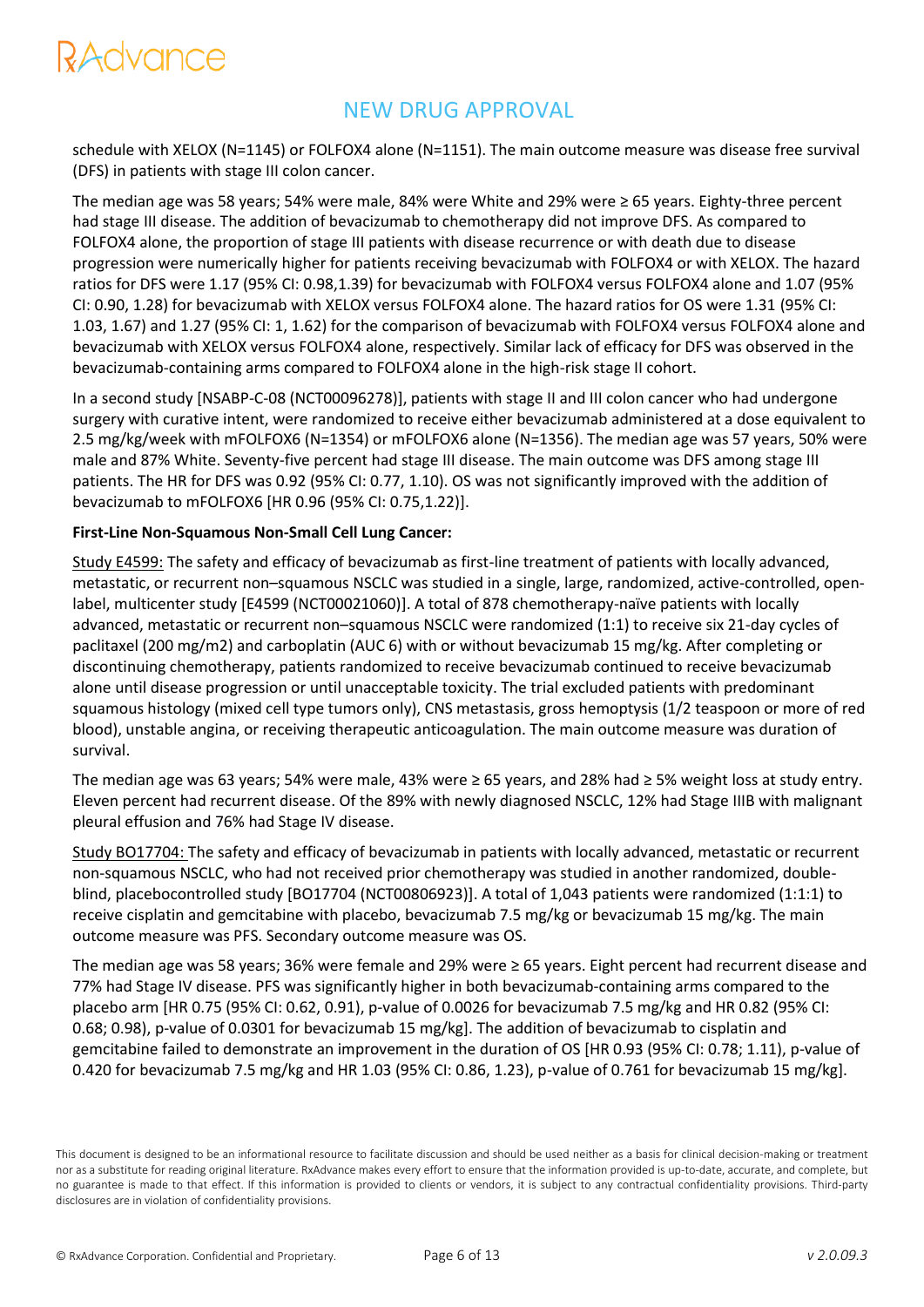schedule with XELOX (N=1145) or FOLFOX4 alone (N=1151). The main outcome measure was disease free survival (DFS) in patients with stage III colon cancer.

The median age was 58 years; 54% were male, 84% were White and 29% were ≥ 65 years. Eighty-three percent had stage III disease. The addition of bevacizumab to chemotherapy did not improve DFS. As compared to FOLFOX4 alone, the proportion of stage III patients with disease recurrence or with death due to disease progression were numerically higher for patients receiving bevacizumab with FOLFOX4 or with XELOX. The hazard ratios for DFS were 1.17 (95% CI: 0.98,1.39) for bevacizumab with FOLFOX4 versus FOLFOX4 alone and 1.07 (95% CI: 0.90, 1.28) for bevacizumab with XELOX versus FOLFOX4 alone. The hazard ratios for OS were 1.31 (95% CI: 1.03, 1.67) and 1.27 (95% CI: 1, 1.62) for the comparison of bevacizumab with FOLFOX4 versus FOLFOX4 alone and bevacizumab with XELOX versus FOLFOX4 alone, respectively. Similar lack of efficacy for DFS was observed in the bevacizumab-containing arms compared to FOLFOX4 alone in the high-risk stage II cohort.

In a second study [NSABP-C-08 (NCT00096278)], patients with stage II and III colon cancer who had undergone surgery with curative intent, were randomized to receive either bevacizumab administered at a dose equivalent to 2.5 mg/kg/week with mFOLFOX6 (N=1354) or mFOLFOX6 alone (N=1356). The median age was 57 years, 50% were male and 87% White. Seventy-five percent had stage III disease. The main outcome was DFS among stage III patients. The HR for DFS was 0.92 (95% CI: 0.77, 1.10). OS was not significantly improved with the addition of bevacizumab to mFOLFOX6 [HR 0.96 (95% CI: 0.75,1.22)].

**First-Line Non-Squamous Non-Small Cell Lung Cancer:**

Study E4599: The safety and efficacy of bevacizumab as first-line treatment of patients with locally advanced, metastatic, or recurrent non–squamous NSCLC was studied in a single, large, randomized, active-controlled, open-label, multicenter study [E4599 (NCT00021060)]. A total of 878 chemotherapy-naïve patients with locally advanced, metastatic or recurrent non–squamous NSCLC were randomized (1:1) to receive six 21-day cycles of paclitaxel (200 mg/m2) and carboplatin (AUC 6) with or without bevacizumab 15 mg/kg. After completing or discontinuing chemotherapy, patients randomized to receive bevacizumab continued to receive bevacizumab alone until disease progression or until unacceptable toxicity. The trial excluded patients with predominant squamous histology (mixed cell type tumors only), CNS metastasis, gross hemoptysis (1/2 teaspoon or more of red blood), unstable angina, or receiving therapeutic anticoagulation. The main outcome measure was duration of survival.

The median age was 63 years; 54% were male, 43% were ≥ 65 years, and 28% had ≥ 5% weight loss at study entry. Eleven percent had recurrent disease. Of the 89% with newly diagnosed NSCLC, 12% had Stage IIIB with malignant pleural effusion and 76% had Stage IV disease.

Study BO17704: The safety and efficacy of bevacizumab in patients with locally advanced, metastatic or recurrent non-squamous NSCLC, who had not received prior chemotherapy was studied in another randomized, double-blind, placebocontrolled study [BO17704 (NCT00806923)]. A total of 1,043 patients were randomized (1:1:1) to receive cisplatin and gemcitabine with placebo, bevacizumab 7.5 mg/kg or bevacizumab 15 mg/kg. The main outcome measure was PFS. Secondary outcome measure was OS.

The median age was 58 years; 36% were female and 29% were ≥ 65 years. Eight percent had recurrent disease and 77% had Stage IV disease. PFS was significantly higher in both bevacizumab-containing arms compared to the placebo arm [HR 0.75 (95% CI: 0.62, 0.91), p-value of 0.0026 for bevacizumab 7.5 mg/kg and HR 0.82 (95% CI: 0.68; 0.98), p-value of 0.0301 for bevacizumab 15 mg/kg]. The addition of bevacizumab to cisplatin and gemcitabine failed to demonstrate an improvement in the duration of OS [HR 0.93 (95% CI: 0.78; 1.11), p-value of 0.420 for bevacizumab 7.5 mg/kg and HR 1.03 (95% CI: 0.86, 1.23), p-value of 0.761 for bevacizumab 15 mg/kg].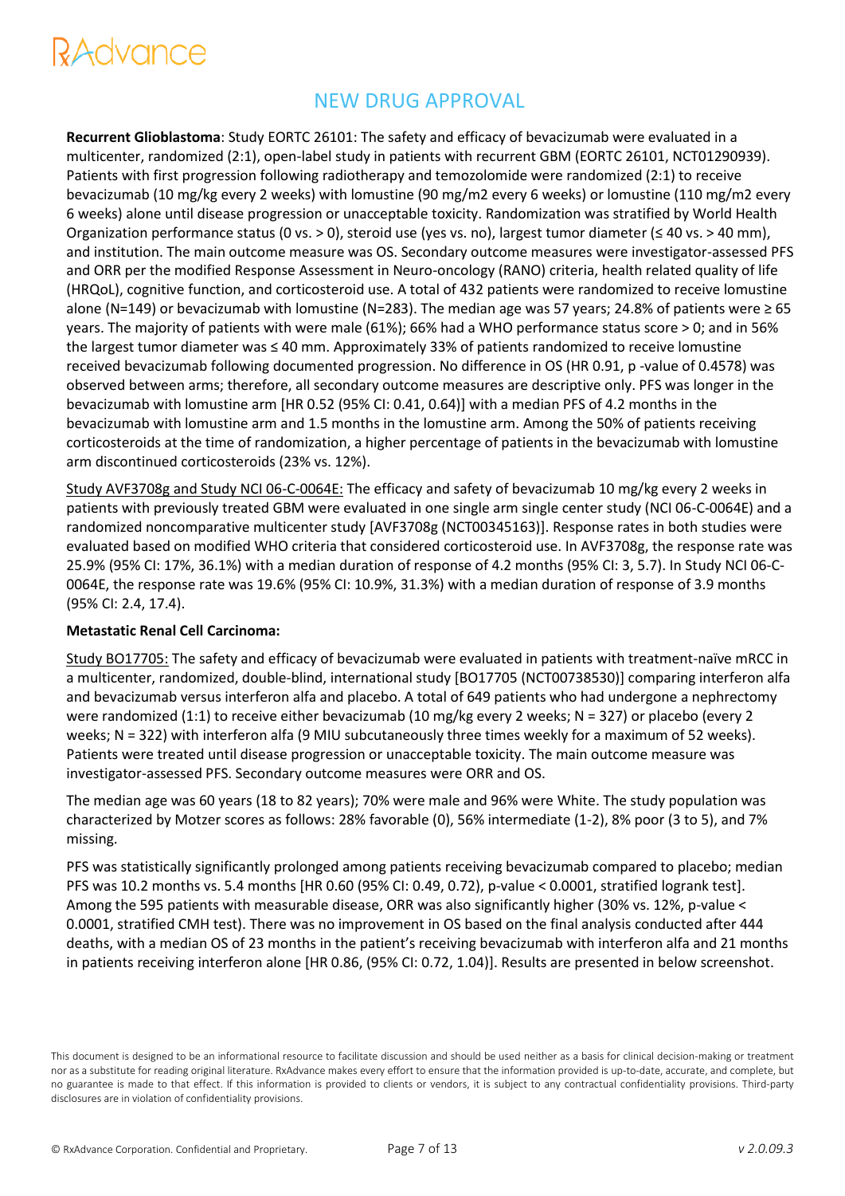## NEW DRUG APPROVAL

**Recurrent Glioblastoma**: Study EORTC 26101: The safety and efficacy of bevacizumab were evaluated in a multicenter, randomized (2:1), open-label study in patients with recurrent GBM (EORTC 26101, NCT01290939). Patients with first progression following radiotherapy and temozolomide were randomized (2:1) to receive bevacizumab (10 mg/kg every 2 weeks) with lomustine (90 mg/m2 every 6 weeks) or lomustine (110 mg/m2 every 6 weeks) alone until disease progression or unacceptable toxicity. Randomization was stratified by World Health Organization performance status (0 vs. > 0), steroid use (yes vs. no), largest tumor diameter (≤ 40 vs. > 40 mm), and institution. The main outcome measure was OS. Secondary outcome measures were investigator-assessed PFS and ORR per the modified Response Assessment in Neuro-oncology (RANO) criteria, health related quality of life (HRQoL), cognitive function, and corticosteroid use. A total of 432 patients were randomized to receive lomustine alone (N=149) or bevacizumab with lomustine (N=283). The median age was 57 years; 24.8% of patients were ≥ 65 years. The majority of patients with were male (61%); 66% had a WHO performance status score > 0; and in 56% the largest tumor diameter was ≤ 40 mm. Approximately 33% of patients randomized to receive lomustine received bevacizumab following documented progression. No difference in OS (HR 0.91, p -value of 0.4578) was observed between arms; therefore, all secondary outcome measures are descriptive only. PFS was longer in the bevacizumab with lomustine arm [HR 0.52 (95% CI: 0.41, 0.64)] with a median PFS of 4.2 months in the bevacizumab with lomustine arm and 1.5 months in the lomustine arm. Among the 50% of patients receiving corticosteroids at the time of randomization, a higher percentage of patients in the bevacizumab with lomustine arm discontinued corticosteroids (23% vs. 12%).

Study AVF3708g and Study NCI 06-C-0064E: The efficacy and safety of bevacizumab 10 mg/kg every 2 weeks in patients with previously treated GBM were evaluated in one single arm single center study (NCI 06-C-0064E) and a randomized noncomparative multicenter study [AVF3708g (NCT00345163)]. Response rates in both studies were evaluated based on modified WHO criteria that considered corticosteroid use. In AVF3708g, the response rate was 25.9% (95% CI: 17%, 36.1%) with a median duration of response of 4.2 months (95% CI: 3, 5.7). In Study NCI 06-C-0064E, the response rate was 19.6% (95% CI: 10.9%, 31.3%) with a median duration of response of 3.9 months (95% CI: 2.4, 17.4).

**Metastatic Renal Cell Carcinoma:**

Study BO17705: The safety and efficacy of bevacizumab were evaluated in patients with treatment-naïve mRCC in a multicenter, randomized, double-blind, international study [BO17705 (NCT00738530)] comparing interferon alfa and bevacizumab versus interferon alfa and placebo. A total of 649 patients who had undergone a nephrectomy were randomized (1:1) to receive either bevacizumab (10 mg/kg every 2 weeks; N = 327) or placebo (every 2 weeks; N = 322) with interferon alfa (9 MIU subcutaneously three times weekly for a maximum of 52 weeks). Patients were treated until disease progression or unacceptable toxicity. The main outcome measure was investigator-assessed PFS. Secondary outcome measures were ORR and OS.

The median age was 60 years (18 to 82 years); 70% were male and 96% were White. The study population was characterized by Motzer scores as follows: 28% favorable (0), 56% intermediate (1-2), 8% poor (3 to 5), and 7% missing.

PFS was statistically significantly prolonged among patients receiving bevacizumab compared to placebo; median PFS was 10.2 months vs. 5.4 months [HR 0.60 (95% CI: 0.49, 0.72), p-value < 0.0001, stratified logrank test]. Among the 595 patients with measurable disease, ORR was also significantly higher (30% vs. 12%, p-value < 0.0001, stratified CMH test). There was no improvement in OS based on the final analysis conducted after 444 deaths, with a median OS of 23 months in the patient's receiving bevacizumab with interferon alfa and 21 months in patients receiving interferon alone [HR 0.86, (95% CI: 0.72, 1.04)]. Results are presented in below screenshot.

This document is designed to be an informational resource to facilitate discussion and should be used neither as a basis for clinical decision-making or treatment nor as a substitute for reading original literature. RxAdvance makes every effort to ensure that the information provided is up-to-date, accurate, and complete, but no guarantee is made to that effect. If this information is provided to clients or vendors, it is subject to any contractual confidentiality provisions. Third-party disclosures are in violation of confidentiality provisions.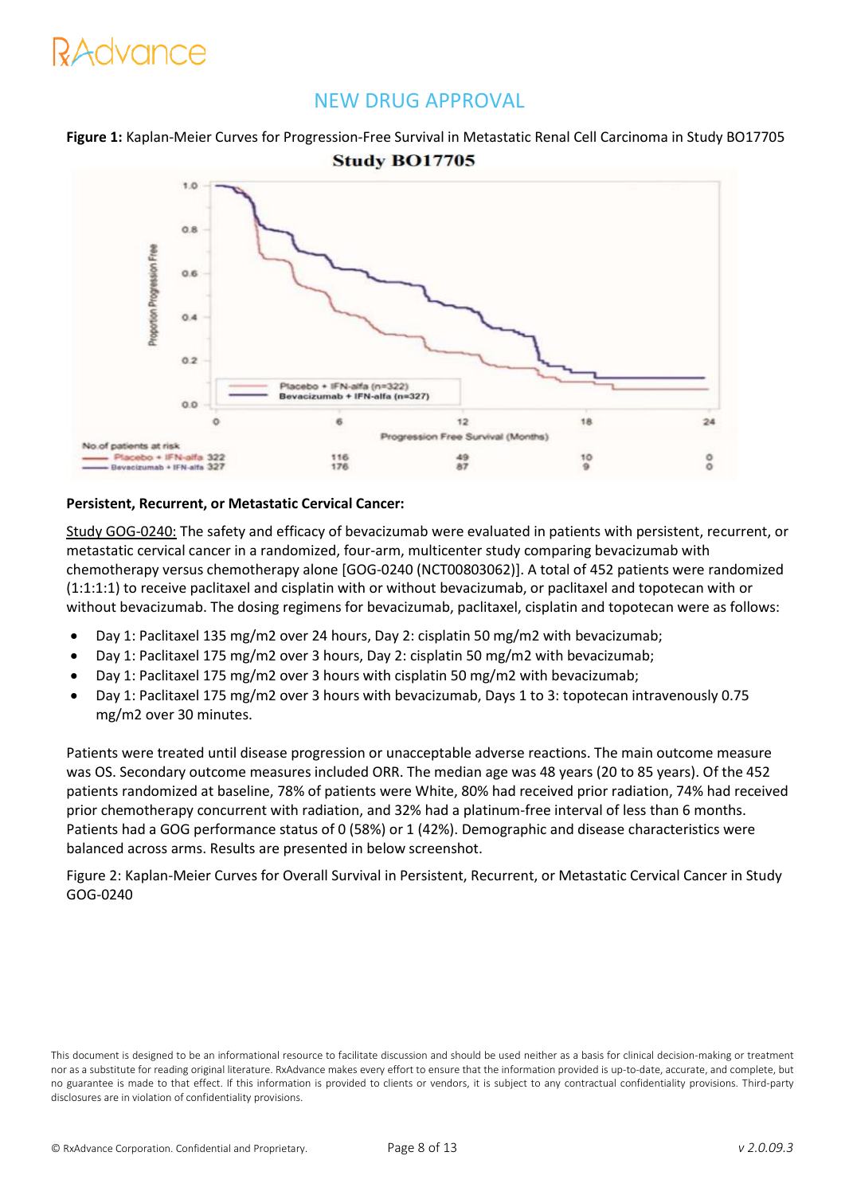**Figure 1:** Kaplan-Meier Curves for Progression-Free Survival in Metastatic Renal Cell Carcinoma in Study BO17705

**Persistent, Recurrent, or Metastatic Cervical Cancer:**

Study GOG-0240: The safety and efficacy of bevacizumab were evaluated in patients with persistent, recurrent, or metastatic cervical cancer in a randomized, four-arm, multicenter study comparing bevacizumab with chemotherapy versus chemotherapy alone [GOG-0240 (NCT00803062)]. A total of 452 patients were randomized (1:1:1:1) to receive paclitaxel and cisplatin with or without bevacizumab, or paclitaxel and topotecan with or without bevacizumab. The dosing regimens for bevacizumab, paclitaxel, cisplatin and topotecan were as follows:

- Day 1: Paclitaxel 135 mg/m2 over 24 hours, Day 2: cisplatin 50 mg/m2 with bevacizumab;
- Day 1: Paclitaxel 175 mg/m2 over 3 hours, Day 2: cisplatin 50 mg/m2 with bevacizumab;
- Day 1: Paclitaxel 175 mg/m2 over 3 hours with cisplatin 50 mg/m2 with bevacizumab;
- Day 1: Paclitaxel 175 mg/m2 over 3 hours with bevacizumab, Days 1 to 3: topotecan intravenously 0.75 mg/m2 over 30 minutes.

Patients were treated until disease progression or unacceptable adverse reactions. The main outcome measure was OS. Secondary outcome measures included ORR. The median age was 48 years (20 to 85 years). Of the 452 patients randomized at baseline, 78% of patients were White, 80% had received prior radiation, 74% had received prior chemotherapy concurrent with radiation, and 32% had a platinum-free interval of less than 6 months. Patients had a GOG performance status of 0 (58%) or 1 (42%). Demographic and disease characteristics were balanced across arms. Results are presented in below screenshot.

Figure 2: Kaplan-Meier Curves for Overall Survival in Persistent, Recurrent, or Metastatic Cervical Cancer in Study GOG-0240

This document is designed to be an informational resource to facilitate discussion and should be used neither as a basis for clinical decision-making or treatment nor as a substitute for reading original literature. RxAdvance makes every effort to ensure that the information provided is up-to-date, accurate, and complete, but no guarantee is made to that effect. If this information is provided to clients or vendors, it is subject to any contractual confidentiality provisions. Third-party disclosures are in violation of confidentiality provisions.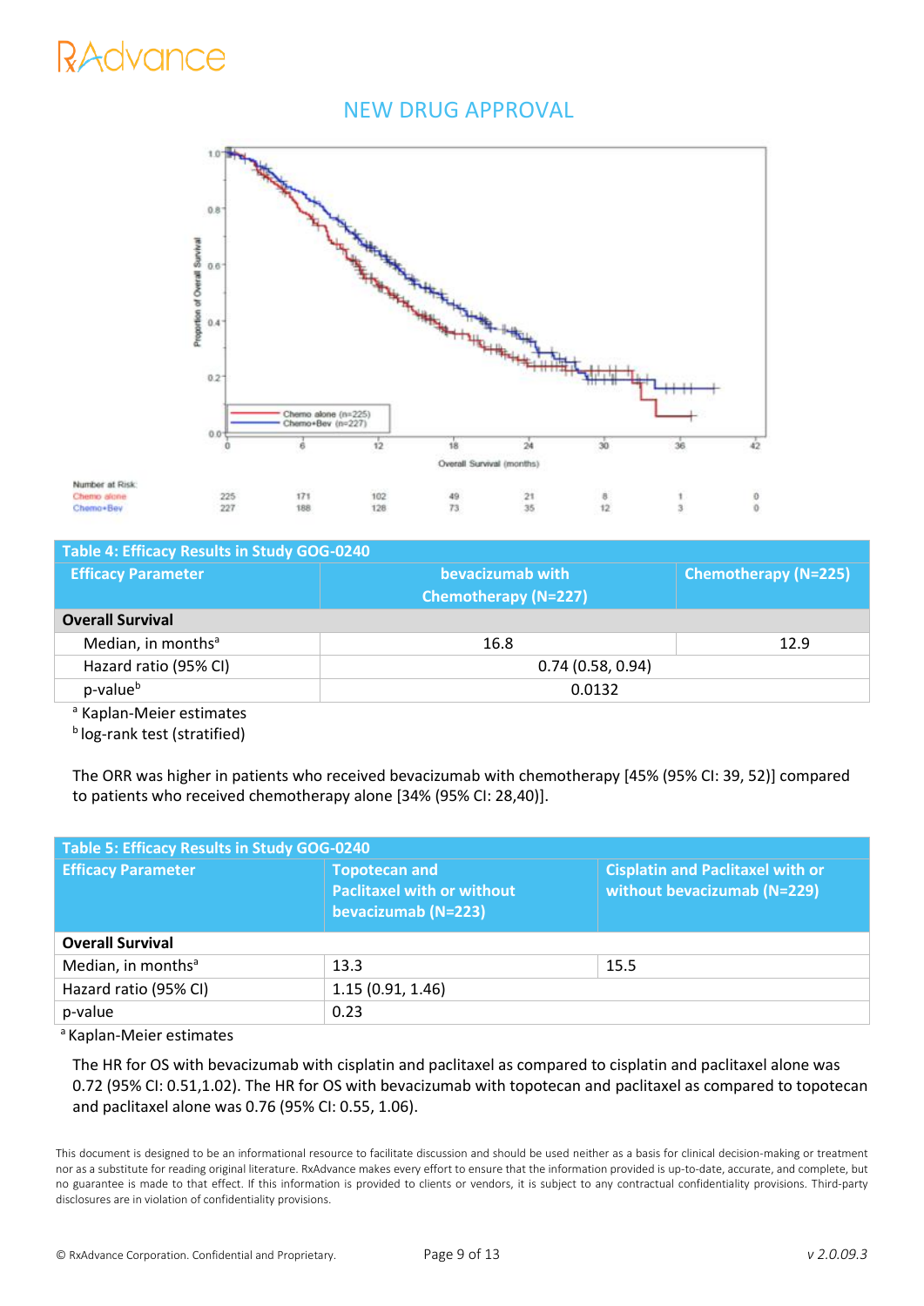## NEW DRUG APPROVAL

| Table 4: Efficacy Results in Study GOG-0240 | | |
|---|---|---|
| **Efficacy Parameter** | **bevacizumab with Chemotherapy (N=227)** | **Chemotherapy (N=225)** |
| **Overall Survival** | | |
| Median, in months[a] | 16.8 | 12.9 |
| Hazard ratio (95% CI) | 0.74 (0.58, 0.94) | |
| p-value[b] | 0.0132 | |

[a] Kaplan-Meier estimates

[b] log-rank test (stratified)

The ORR was higher in patients who received bevacizumab with chemotherapy [45% (95% CI: 39, 52)] compared to patients who received chemotherapy alone [34% (95% CI: 28,40)].

| Table 5: Efficacy Results in Study GOG-0240 | | |
|---|---|---|
| **Efficacy Parameter** | **Topotecan and Paclitaxel with or without bevacizumab (N=223)** | **Cisplatin and Paclitaxel with or without bevacizumab (N=229)** |
| **Overall Survival** | | |
| Median, in months[a] | 13.3 | 15.5 |
| Hazard ratio (95% CI) | 1.15 (0.91, 1.46) | |
| p-value | 0.23 | |

[a] Kaplan-Meier estimates

The HR for OS with bevacizumab with cisplatin and paclitaxel as compared to cisplatin and paclitaxel alone was 0.72 (95% CI: 0.51,1.02). The HR for OS with bevacizumab with topotecan and paclitaxel as compared to topotecan and paclitaxel alone was 0.76 (95% CI: 0.55, 1.06).

This document is designed to be an informational resource to facilitate discussion and should be used neither as a basis for clinical decision-making or treatment nor as a substitute for reading original literature. RxAdvance makes every effort to ensure that the information provided is up-to-date, accurate, and complete, but no guarantee is made to that effect. If this information is provided to clients or vendors, it is subject to any contractual confidentiality provisions. Third-party disclosures are in violation of confidentiality provisions.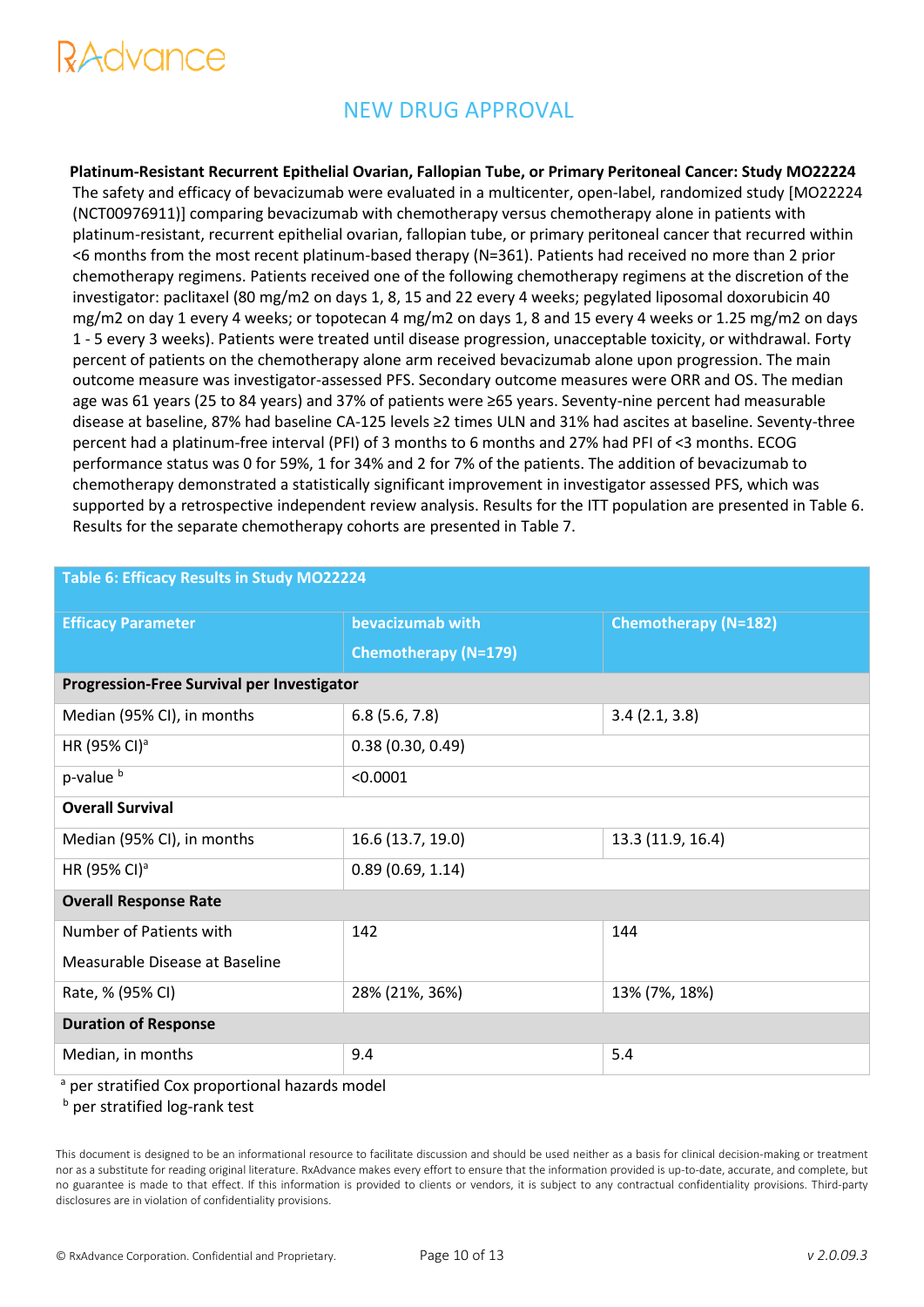## NEW DRUG APPROVAL

**Platinum-Resistant Recurrent Epithelial Ovarian, Fallopian Tube, or Primary Peritoneal Cancer: Study MO22224**

The safety and efficacy of bevacizumab were evaluated in a multicenter, open-label, randomized study [MO22224 (NCT00976911)] comparing bevacizumab with chemotherapy versus chemotherapy alone in patients with platinum-resistant, recurrent epithelial ovarian, fallopian tube, or primary peritoneal cancer that recurred within <6 months from the most recent platinum-based therapy (N=361). Patients had received no more than 2 prior chemotherapy regimens. Patients received one of the following chemotherapy regimens at the discretion of the investigator: paclitaxel (80 mg/m2 on days 1, 8, 15 and 22 every 4 weeks; pegylated liposomal doxorubicin 40 mg/m2 on day 1 every 4 weeks; or topotecan 4 mg/m2 on days 1, 8 and 15 every 4 weeks or 1.25 mg/m2 on days 1 - 5 every 3 weeks). Patients were treated until disease progression, unacceptable toxicity, or withdrawal. Forty percent of patients on the chemotherapy alone arm received bevacizumab alone upon progression. The main outcome measure was investigator-assessed PFS. Secondary outcome measures were ORR and OS. The median age was 61 years (25 to 84 years) and 37% of patients were ≥65 years. Seventy-nine percent had measurable disease at baseline, 87% had baseline CA-125 levels ≥2 times ULN and 31% had ascites at baseline. Seventy-three percent had a platinum-free interval (PFI) of 3 months to 6 months and 27% had PFI of <3 months. ECOG performance status was 0 for 59%, 1 for 34% and 2 for 7% of the patients. The addition of bevacizumab to chemotherapy demonstrated a statistically significant improvement in investigator assessed PFS, which was supported by a retrospective independent review analysis. Results for the ITT population are presented in Table 6. Results for the separate chemotherapy cohorts are presented in Table 7.

**Table 6: Efficacy Results in Study MO22224**

| Efficacy Parameter | bevacizumab with Chemotherapy (N=179) | Chemotherapy (N=182) |
|---|---|---|
| **Progression-Free Survival per Investigator** | | |
| Median (95% CI), in months | 6.8 (5.6, 7.8) | 3.4 (2.1, 3.8) |
| HR (95% CI)[a] | 0.38 (0.30, 0.49) | |
| p-value [b] | <0.0001 | |
| **Overall Survival** | | |
| Median (95% CI), in months | 16.6 (13.7, 19.0) | 13.3 (11.9, 16.4) |
| HR (95% CI)[a] | 0.89 (0.69, 1.14) | |
| **Overall Response Rate** | | |
| Number of Patients with Measurable Disease at Baseline | 142 | 144 |
| Rate, % (95% CI) | 28% (21%, 36%) | 13% (7%, 18%) |
| **Duration of Response** | | |
| Median, in months | 9.4 | 5.4 |

[a] per stratified Cox proportional hazards model

[b] per stratified log-rank test

This document is designed to be an informational resource to facilitate discussion and should be used neither as a basis for clinical decision-making or treatment nor as a substitute for reading original literature. RxAdvance makes every effort to ensure that the information provided is up-to-date, accurate, and complete, but no guarantee is made to that effect. If this information is provided to clients or vendors, it is subject to any contractual confidentiality provisions. Third-party disclosures are in violation of confidentiality provisions.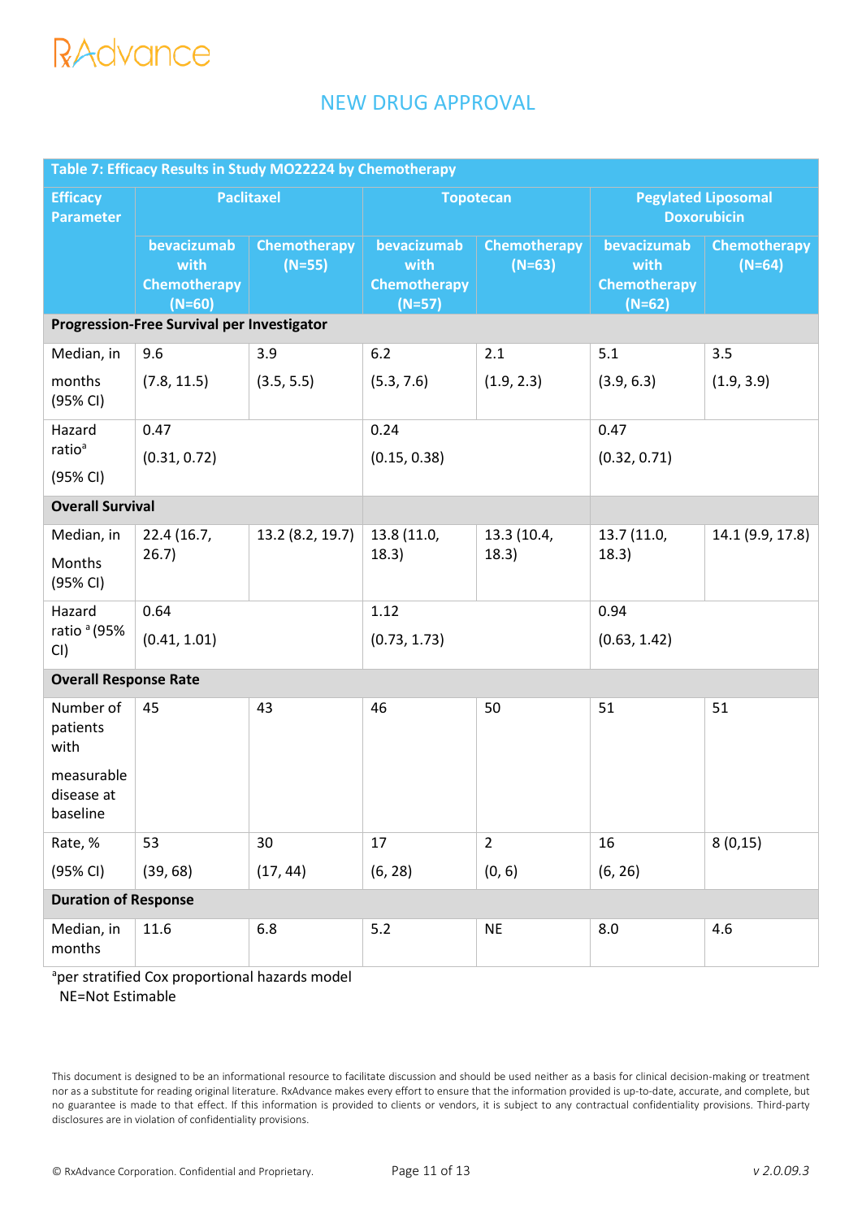RxAdvance

## NEW DRUG APPROVAL

| Table 7: Efficacy Results in Study MO22224 by Chemotherapy | | | | | | |
|---|---|---|---|---|---|---|
| **Efficacy Parameter** | **Paclitaxel** | | **Topotecan** | | **Pegylated Liposomal Doxorubicin** | |
| | **bevacizumab with Chemotherapy (N=60)** | **Chemotherapy (N=55)** | **bevacizumab with Chemotherapy (N=57)** | **Chemotherapy (N=63)** | **bevacizumab with Chemotherapy (N=62)** | **Chemotherapy (N=64)** |
| **Progression-Free Survival per Investigator** | | | | | | |
| Median, in months (95% CI) | 9.6 (7.8, 11.5) | 3.9 (3.5, 5.5) | 6.2 (5.3, 7.6) | 2.1 (1.9, 2.3) | 5.1 (3.9, 6.3) | 3.5 (1.9, 3.9) |
| Hazard ratio[a] (95% CI) | 0.47 (0.31, 0.72) | | 0.24 (0.15, 0.38) | | 0.47 (0.32, 0.71) | |
| **Overall Survival** | | | | | | |
| Median, in Months (95% CI) | 22.4 (16.7, 26.7) | 13.2 (8.2, 19.7) | 13.8 (11.0, 18.3) | 13.3 (10.4, 18.3) | 13.7 (11.0, 18.3) | 14.1 (9.9, 17.8) |
| Hazard ratio [a] (95% CI) | 0.64 (0.41, 1.01) | | 1.12 (0.73, 1.73) | | 0.94 (0.63, 1.42) | |
| **Overall Response Rate** | | | | | | |
| Number of patients with measurable disease at baseline | 45 | 43 | 46 | 50 | 51 | 51 |
| Rate, % (95% CI) | 53 (39, 68) | 30 (17, 44) | 17 (6, 28) | 2 (0, 6) | 16 (6, 26) | 8 (0,15) |
| **Duration of Response** | | | | | | |
| Median, in months | 11.6 | 6.8 | 5.2 | NE | 8.0 | 4.6 |

[a]per stratified Cox proportional hazards model
NE=Not Estimable

This document is designed to be an informational resource to facilitate discussion and should be used neither as a basis for clinical decision-making or treatment nor as a substitute for reading original literature. RxAdvance makes every effort to ensure that the information provided is up-to-date, accurate, and complete, but no guarantee is made to that effect. If this information is provided to clients or vendors, it is subject to any contractual confidentiality provisions. Third-party disclosures are in violation of confidentiality provisions.

© RxAdvance Corporation. Confidential and Proprietary. v 2.0.09.3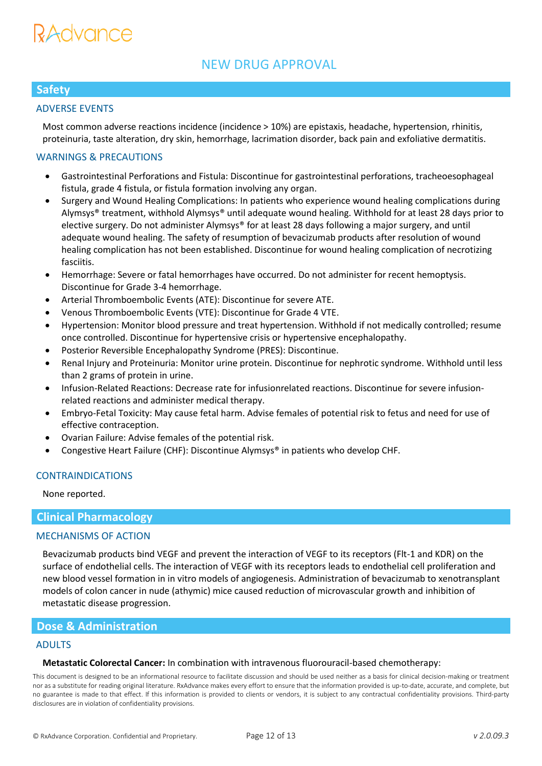# NEW DRUG APPROVAL

## Safety

### ADVERSE EVENTS

Most common adverse reactions incidence (incidence > 10%) are epistaxis, headache, hypertension, rhinitis, proteinuria, taste alteration, dry skin, hemorrhage, lacrimation disorder, back pain and exfoliative dermatitis.

### WARNINGS & PRECAUTIONS

- Gastrointestinal Perforations and Fistula: Discontinue for gastrointestinal perforations, tracheoesophageal fistula, grade 4 fistula, or fistula formation involving any organ.
- Surgery and Wound Healing Complications: In patients who experience wound healing complications during Alymsys® treatment, withhold Alymsys® until adequate wound healing. Withhold for at least 28 days prior to elective surgery. Do not administer Alymsys® for at least 28 days following a major surgery, and until adequate wound healing. The safety of resumption of bevacizumab products after resolution of wound healing complication has not been established. Discontinue for wound healing complication of necrotizing fasciitis.
- Hemorrhage: Severe or fatal hemorrhages have occurred. Do not administer for recent hemoptysis. Discontinue for Grade 3-4 hemorrhage.
- Arterial Thromboembolic Events (ATE): Discontinue for severe ATE.
- Venous Thromboembolic Events (VTE): Discontinue for Grade 4 VTE.
- Hypertension: Monitor blood pressure and treat hypertension. Withhold if not medically controlled; resume once controlled. Discontinue for hypertensive crisis or hypertensive encephalopathy.
- Posterior Reversible Encephalopathy Syndrome (PRES): Discontinue.
- Renal Injury and Proteinuria: Monitor urine protein. Discontinue for nephrotic syndrome. Withhold until less than 2 grams of protein in urine.
- Infusion-Related Reactions: Decrease rate for infusionrelated reactions. Discontinue for severe infusion-related reactions and administer medical therapy.
- Embryo-Fetal Toxicity: May cause fetal harm. Advise females of potential risk to fetus and need for use of effective contraception.
- Ovarian Failure: Advise females of the potential risk.
- Congestive Heart Failure (CHF): Discontinue Alymsys® in patients who develop CHF.

### CONTRAINDICATIONS

None reported.

## Clinical Pharmacology

### MECHANISMS OF ACTION

Bevacizumab products bind VEGF and prevent the interaction of VEGF to its receptors (Flt-1 and KDR) on the surface of endothelial cells. The interaction of VEGF with its receptors leads to endothelial cell proliferation and new blood vessel formation in in vitro models of angiogenesis. Administration of bevacizumab to xenotransplant models of colon cancer in nude (athymic) mice caused reduction of microvascular growth and inhibition of metastatic disease progression.

## Dose & Administration

### ADULTS

**Metastatic Colorectal Cancer:** In combination with intravenous fluorouracil-based chemotherapy:

This document is designed to be an informational resource to facilitate discussion and should be used neither as a basis for clinical decision-making or treatment nor as a substitute for reading original literature. RxAdvance makes every effort to ensure that the information provided is up-to-date, accurate, and complete, but no guarantee is made to that effect. If this information is provided to clients or vendors, it is subject to any contractual confidentiality provisions. Third-party disclosures are in violation of confidentiality provisions.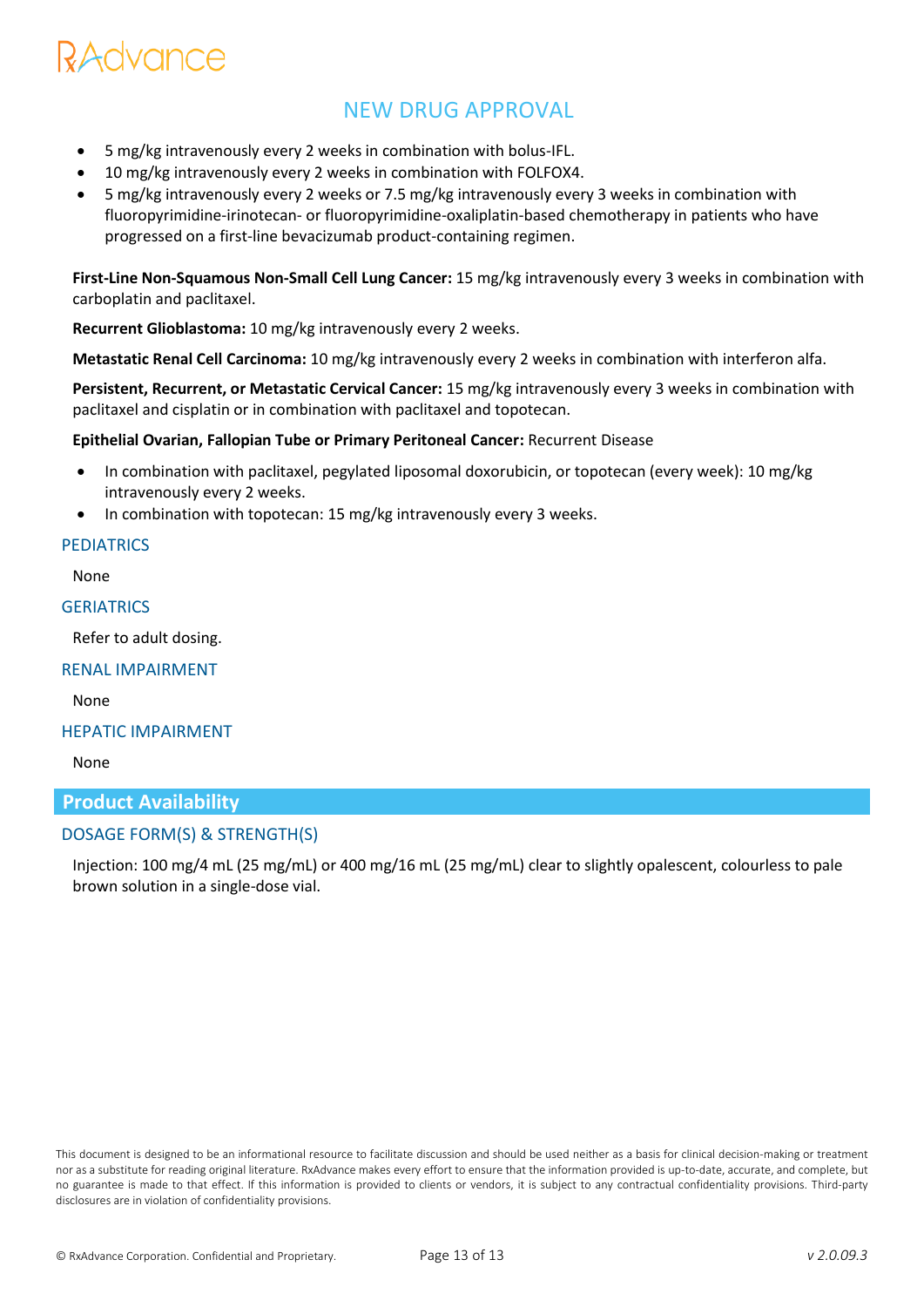- 5 mg/kg intravenously every 2 weeks in combination with bolus-IFL.
- 10 mg/kg intravenously every 2 weeks in combination with FOLFOX4.
- 5 mg/kg intravenously every 2 weeks or 7.5 mg/kg intravenously every 3 weeks in combination with fluoropyrimidine-irinotecan- or fluoropyrimidine-oxaliplatin-based chemotherapy in patients who have progressed on a first-line bevacizumab product-containing regimen.

**First-Line Non-Squamous Non-Small Cell Lung Cancer:** 15 mg/kg intravenously every 3 weeks in combination with carboplatin and paclitaxel.

**Recurrent Glioblastoma:** 10 mg/kg intravenously every 2 weeks.

**Metastatic Renal Cell Carcinoma:** 10 mg/kg intravenously every 2 weeks in combination with interferon alfa.

**Persistent, Recurrent, or Metastatic Cervical Cancer:** 15 mg/kg intravenously every 3 weeks in combination with paclitaxel and cisplatin or in combination with paclitaxel and topotecan.

**Epithelial Ovarian, Fallopian Tube or Primary Peritoneal Cancer:** Recurrent Disease

- In combination with paclitaxel, pegylated liposomal doxorubicin, or topotecan (every week): 10 mg/kg intravenously every 2 weeks.
- In combination with topotecan: 15 mg/kg intravenously every 3 weeks.

### PEDIATRICS

None

### GERIATRICS

Refer to adult dosing.

### RENAL IMPAIRMENT

None

### HEPATIC IMPAIRMENT

None

## Product Availability

### DOSAGE FORM(S) & STRENGTH(S)

Injection: 100 mg/4 mL (25 mg/mL) or 400 mg/16 mL (25 mg/mL) clear to slightly opalescent, colourless to pale brown solution in a single-dose vial.

This document is designed to be an informational resource to facilitate discussion and should be used neither as a basis for clinical decision-making or treatment nor as a substitute for reading original literature. RxAdvance makes every effort to ensure that the information provided is up-to-date, accurate, and complete, but no guarantee is made to that effect. If this information is provided to clients or vendors, it is subject to any contractual confidentiality provisions. Third-party disclosures are in violation of confidentiality provisions.